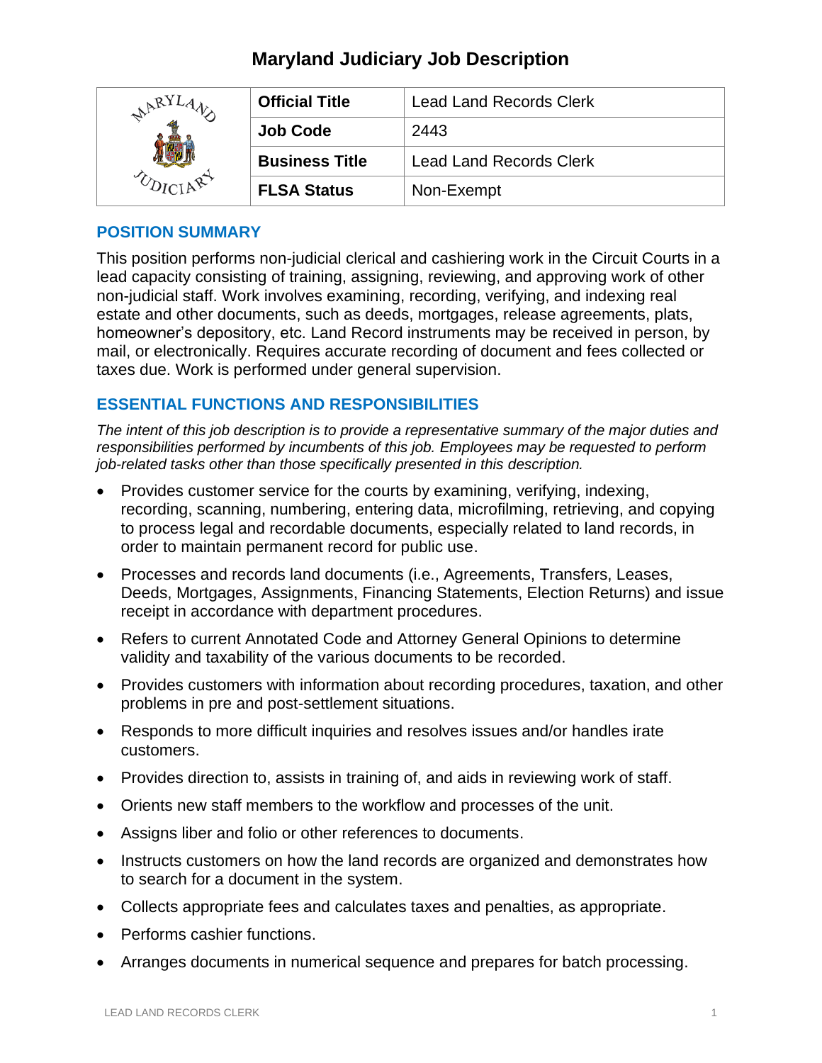# Maryland Judiciary Job Description

| | | |
|---|---|---|
| | **Official Title** | Lead Land Records Clerk |
| | **Job Code** | 2443 |
| | **Business Title** | Lead Land Records Clerk |
| | **FLSA Status** | Non-Exempt |

## POSITION SUMMARY

This position performs non-judicial clerical and cashiering work in the Circuit Courts in a lead capacity consisting of training, assigning, reviewing, and approving work of other non-judicial staff. Work involves examining, recording, verifying, and indexing real estate and other documents, such as deeds, mortgages, release agreements, plats, homeowner's depository, etc. Land Record instruments may be received in person, by mail, or electronically. Requires accurate recording of document and fees collected or taxes due. Work is performed under general supervision.

## ESSENTIAL FUNCTIONS AND RESPONSIBILITIES

*The intent of this job description is to provide a representative summary of the major duties and responsibilities performed by incumbents of this job. Employees may be requested to perform job-related tasks other than those specifically presented in this description.*

- Provides customer service for the courts by examining, verifying, indexing, recording, scanning, numbering, entering data, microfilming, retrieving, and copying to process legal and recordable documents, especially related to land records, in order to maintain permanent record for public use.
- Processes and records land documents (i.e., Agreements, Transfers, Leases, Deeds, Mortgages, Assignments, Financing Statements, Election Returns) and issue receipt in accordance with department procedures.
- Refers to current Annotated Code and Attorney General Opinions to determine validity and taxability of the various documents to be recorded.
- Provides customers with information about recording procedures, taxation, and other problems in pre and post-settlement situations.
- Responds to more difficult inquiries and resolves issues and/or handles irate customers.
- Provides direction to, assists in training of, and aids in reviewing work of staff.
- Orients new staff members to the workflow and processes of the unit.
- Assigns liber and folio or other references to documents.
- Instructs customers on how the land records are organized and demonstrates how to search for a document in the system.
- Collects appropriate fees and calculates taxes and penalties, as appropriate.
- Performs cashier functions.
- Arranges documents in numerical sequence and prepares for batch processing.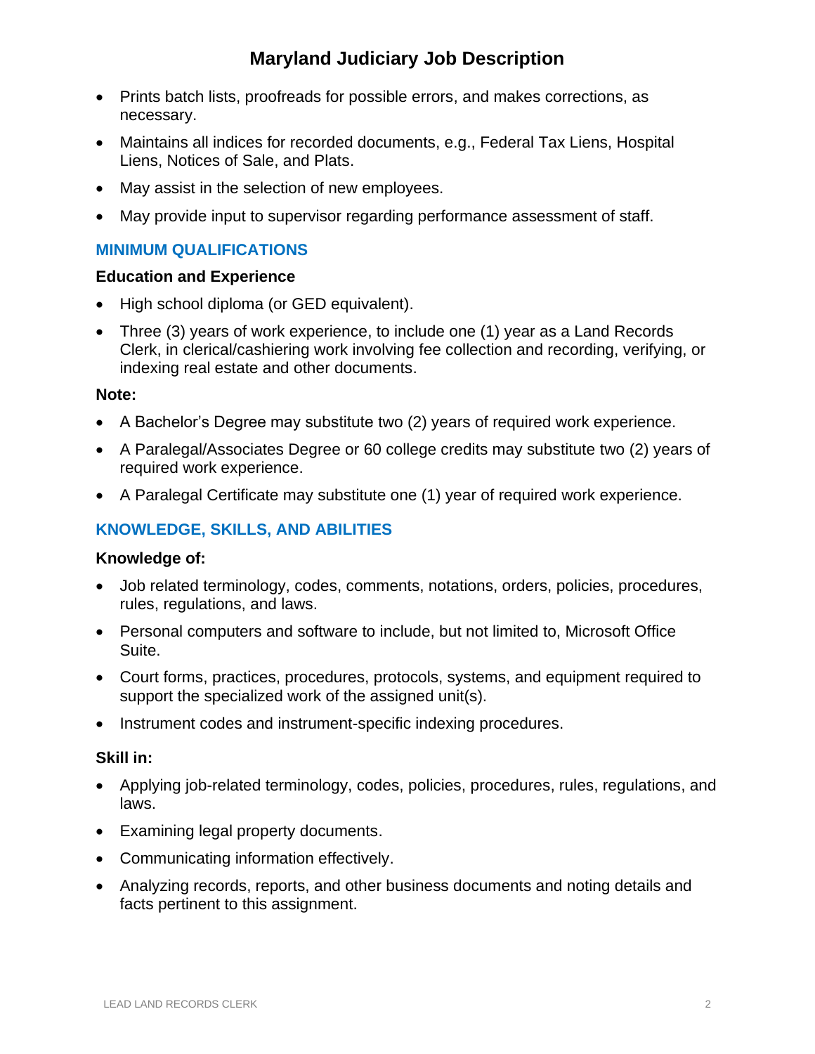# Maryland Judiciary Job Description

- Prints batch lists, proofreads for possible errors, and makes corrections, as necessary.
- Maintains all indices for recorded documents, e.g., Federal Tax Liens, Hospital Liens, Notices of Sale, and Plats.
- May assist in the selection of new employees.
- May provide input to supervisor regarding performance assessment of staff.

## MINIMUM QUALIFICATIONS

### Education and Experience

- High school diploma (or GED equivalent).
- Three (3) years of work experience, to include one (1) year as a Land Records Clerk, in clerical/cashiering work involving fee collection and recording, verifying, or indexing real estate and other documents.

### Note:

- A Bachelor's Degree may substitute two (2) years of required work experience.
- A Paralegal/Associates Degree or 60 college credits may substitute two (2) years of required work experience.
- A Paralegal Certificate may substitute one (1) year of required work experience.

## KNOWLEDGE, SKILLS, AND ABILITIES

### Knowledge of:

- Job related terminology, codes, comments, notations, orders, policies, procedures, rules, regulations, and laws.
- Personal computers and software to include, but not limited to, Microsoft Office Suite.
- Court forms, practices, procedures, protocols, systems, and equipment required to support the specialized work of the assigned unit(s).
- Instrument codes and instrument-specific indexing procedures.

### Skill in:

- Applying job-related terminology, codes, policies, procedures, rules, regulations, and laws.
- Examining legal property documents.
- Communicating information effectively.
- Analyzing records, reports, and other business documents and noting details and facts pertinent to this assignment.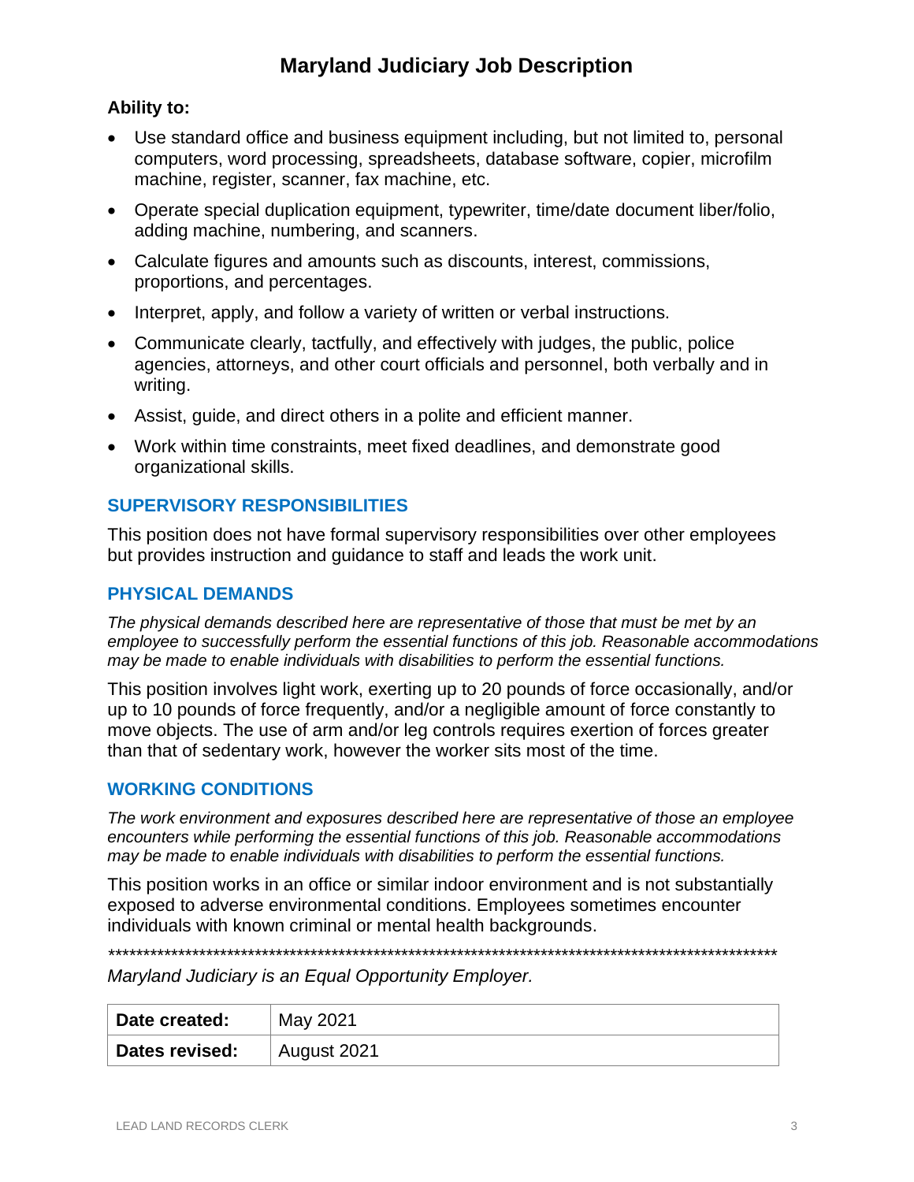**Ability to:**

- Use standard office and business equipment including, but not limited to, personal computers, word processing, spreadsheets, database software, copier, microfilm machine, register, scanner, fax machine, etc.
- Operate special duplication equipment, typewriter, time/date document liber/folio, adding machine, numbering, and scanners.
- Calculate figures and amounts such as discounts, interest, commissions, proportions, and percentages.
- Interpret, apply, and follow a variety of written or verbal instructions.
- Communicate clearly, tactfully, and effectively with judges, the public, police agencies, attorneys, and other court officials and personnel, both verbally and in writing.
- Assist, guide, and direct others in a polite and efficient manner.
- Work within time constraints, meet fixed deadlines, and demonstrate good organizational skills.

## SUPERVISORY RESPONSIBILITIES

This position does not have formal supervisory responsibilities over other employees but provides instruction and guidance to staff and leads the work unit.

## PHYSICAL DEMANDS

*The physical demands described here are representative of those that must be met by an employee to successfully perform the essential functions of this job. Reasonable accommodations may be made to enable individuals with disabilities to perform the essential functions.*

This position involves light work, exerting up to 20 pounds of force occasionally, and/or up to 10 pounds of force frequently, and/or a negligible amount of force constantly to move objects. The use of arm and/or leg controls requires exertion of forces greater than that of sedentary work, however the worker sits most of the time.

## WORKING CONDITIONS

*The work environment and exposures described here are representative of those an employee encounters while performing the essential functions of this job. Reasonable accommodations may be made to enable individuals with disabilities to perform the essential functions.*

This position works in an office or similar indoor environment and is not substantially exposed to adverse environmental conditions. Employees sometimes encounter individuals with known criminal or mental health backgrounds.

*****************************************************************************************************

*Maryland Judiciary is an Equal Opportunity Employer.*

| | |
|---|---|
| **Date created:** | May 2021 |
| **Dates revised:** | August 2021 |